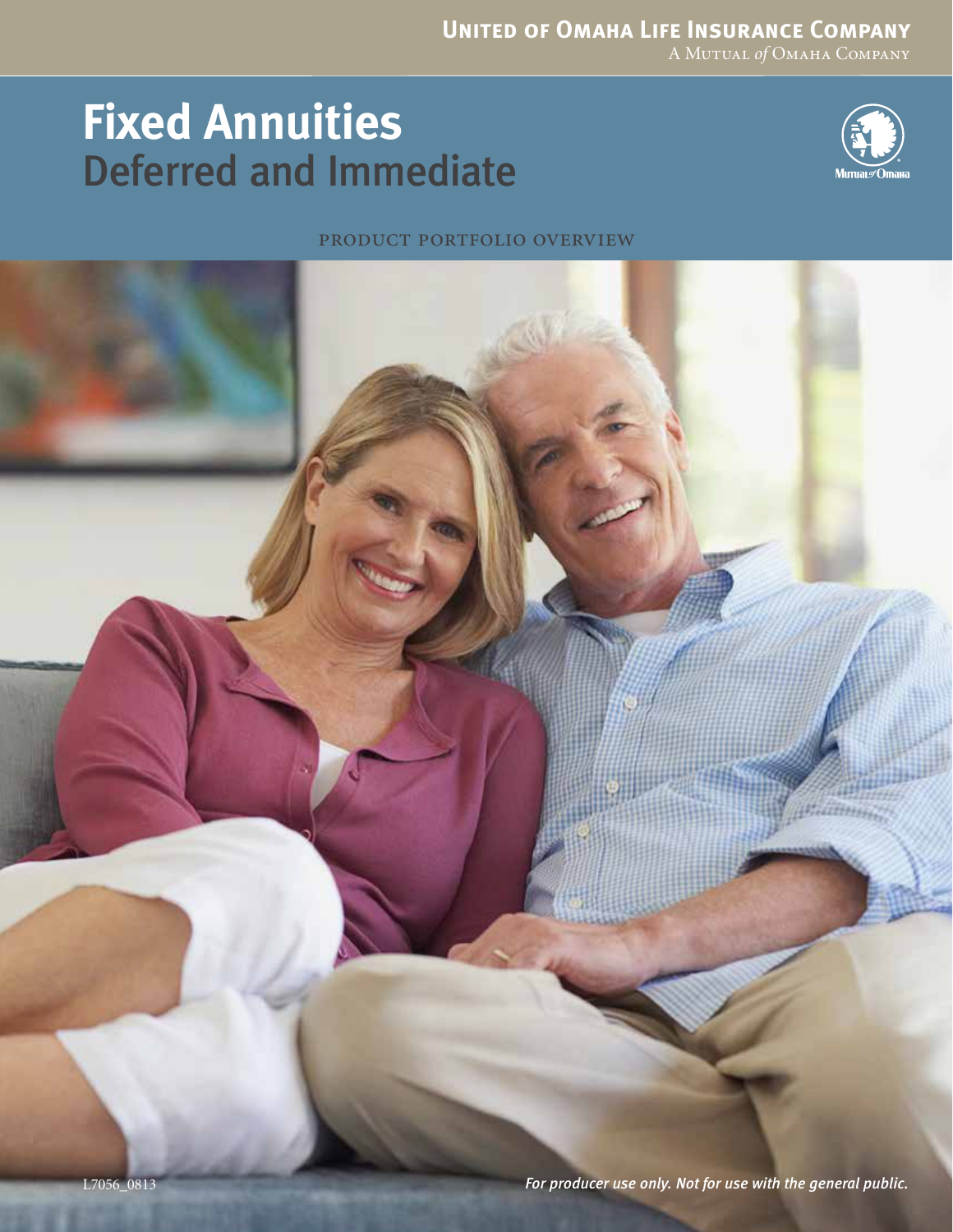**United of Omaha Life Insurance Company**
A Mutual *of* Omaha Company

# Fixed Annuities
## Deferred and Immediate

PRODUCT PORTFOLIO OVERVIEW

L7056_0813

*For producer use only. Not for use with the general public.*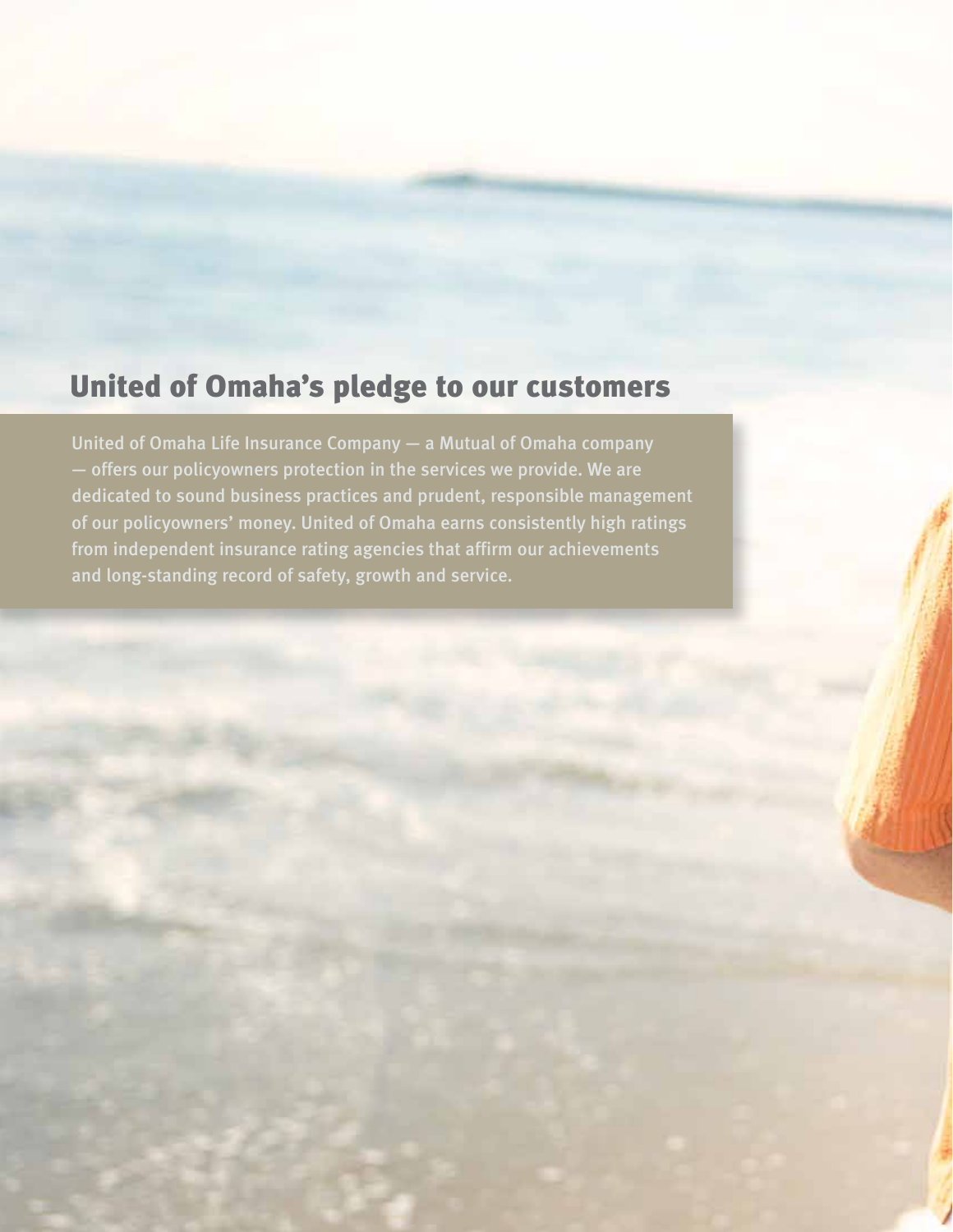## United of Omaha's pledge to our customers

United of Omaha Life Insurance Company — a Mutual of Omaha company — offers our policyowners protection in the services we provide. We are dedicated to sound business practices and prudent, responsible management of our policyowners' money. United of Omaha earns consistently high ratings from independent insurance rating agencies that affirm our achievements and long-standing record of safety, growth and service.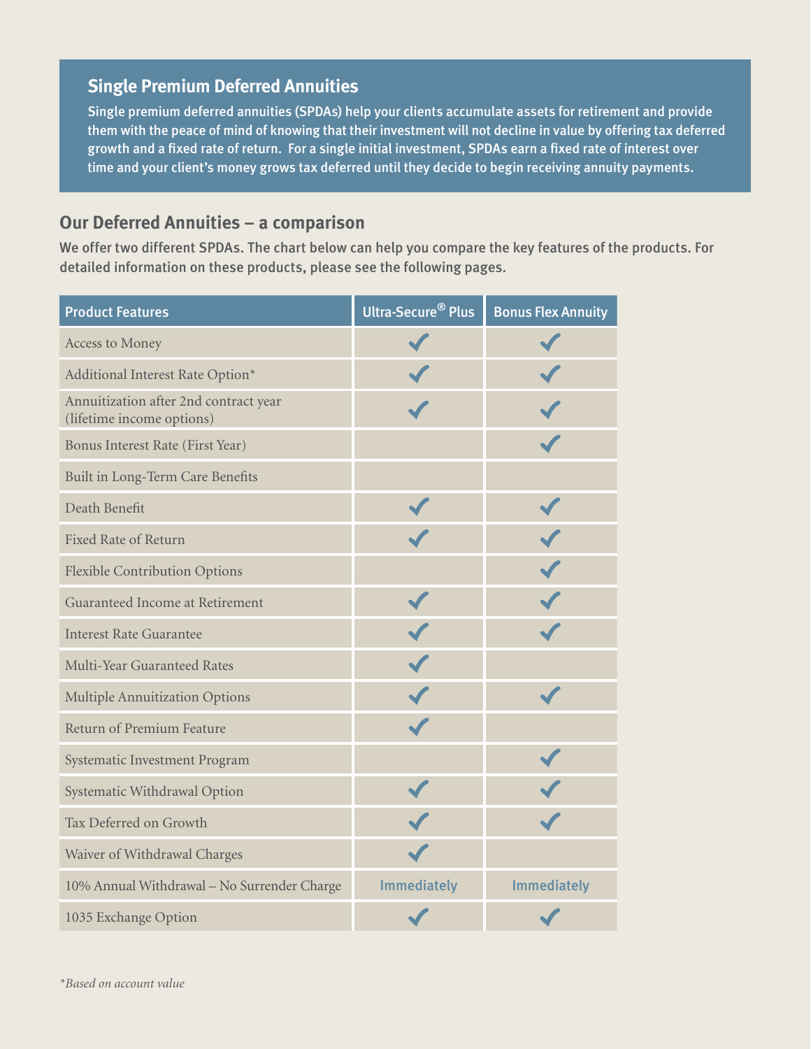## Single Premium Deferred Annuities

**Single premium deferred annuities (SPDAs) help your clients accumulate assets for retirement and provide them with the peace of mind of knowing that their investment will not decline in value by offering tax deferred growth and a fixed rate of return. For a single initial investment, SPDAs earn a fixed rate of interest over time and your client's money grows tax deferred until they decide to begin receiving annuity payments.**

## Our Deferred Annuities – a comparison

**We offer two different SPDAs. The chart below can help you compare the key features of the products. For detailed information on these products, please see the following pages.**

| Product Features | Ultra-Secure® Plus | Bonus Flex Annuity |
|---|---|---|
| Access to Money | ✓ | ✓ |
| Additional Interest Rate Option* | ✓ | ✓ |
| Annuitization after 2nd contract year (lifetime income options) | ✓ | ✓ |
| Bonus Interest Rate (First Year) | | ✓ |
| Built in Long-Term Care Benefits | | |
| Death Benefit | ✓ | ✓ |
| Fixed Rate of Return | ✓ | ✓ |
| Flexible Contribution Options | | ✓ |
| Guaranteed Income at Retirement | ✓ | ✓ |
| Interest Rate Guarantee | ✓ | ✓ |
| Multi-Year Guaranteed Rates | ✓ | |
| Multiple Annuitization Options | ✓ | ✓ |
| Return of Premium Feature | ✓ | |
| Systematic Investment Program | | ✓ |
| Systematic Withdrawal Option | ✓ | ✓ |
| Tax Deferred on Growth | ✓ | ✓ |
| Waiver of Withdrawal Charges | ✓ | |
| 10% Annual Withdrawal – No Surrender Charge | Immediately | Immediately |
| 1035 Exchange Option | ✓ | ✓ |

*\*Based on account value*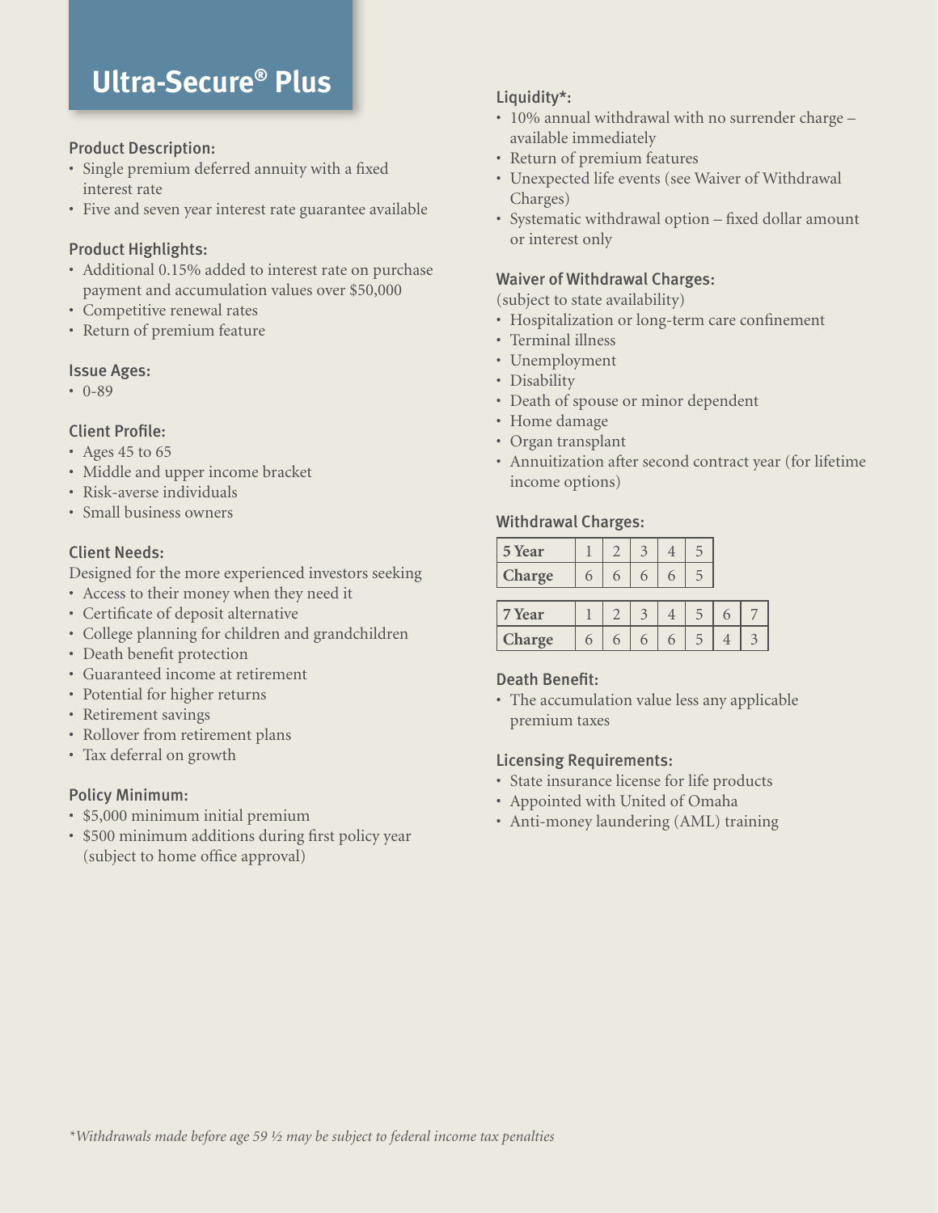# Ultra-Secure® Plus

### Product Description:

- Single premium deferred annuity with a fixed interest rate
- Five and seven year interest rate guarantee available

### Product Highlights:

- Additional 0.15% added to interest rate on purchase payment and accumulation values over $50,000
- Competitive renewal rates
- Return of premium feature

### Issue Ages:

- 0-89

### Client Profile:

- Ages 45 to 65
- Middle and upper income bracket
- Risk-averse individuals
- Small business owners

### Client Needs:

Designed for the more experienced investors seeking

- Access to their money when they need it
- Certificate of deposit alternative
- College planning for children and grandchildren
- Death benefit protection
- Guaranteed income at retirement
- Potential for higher returns
- Retirement savings
- Rollover from retirement plans
- Tax deferral on growth

### Policy Minimum:

- $5,000 minimum initial premium
- $500 minimum additions during first policy year (subject to home office approval)

### Liquidity*:

- 10% annual withdrawal with no surrender charge – available immediately
- Return of premium features
- Unexpected life events (see Waiver of Withdrawal Charges)
- Systematic withdrawal option – fixed dollar amount or interest only

### Waiver of Withdrawal Charges:

(subject to state availability)

- Hospitalization or long-term care confinement
- Terminal illness
- Unemployment
- Disability
- Death of spouse or minor dependent
- Home damage
- Organ transplant
- Annuitization after second contract year (for lifetime income options)

### Withdrawal Charges:

| 5 Year | 1 | 2 | 3 | 4 | 5 |
|---|---|---|---|---|---|
| Charge | 6 | 6 | 6 | 6 | 5 |

| 7 Year | 1 | 2 | 3 | 4 | 5 | 6 | 7 |
|---|---|---|---|---|---|---|---|
| Charge | 6 | 6 | 6 | 6 | 5 | 4 | 3 |

### Death Benefit:

- The accumulation value less any applicable premium taxes

### Licensing Requirements:

- State insurance license for life products
- Appointed with United of Omaha
- Anti-money laundering (AML) training

*\*Withdrawals made before age 59 ½ may be subject to federal income tax penalties*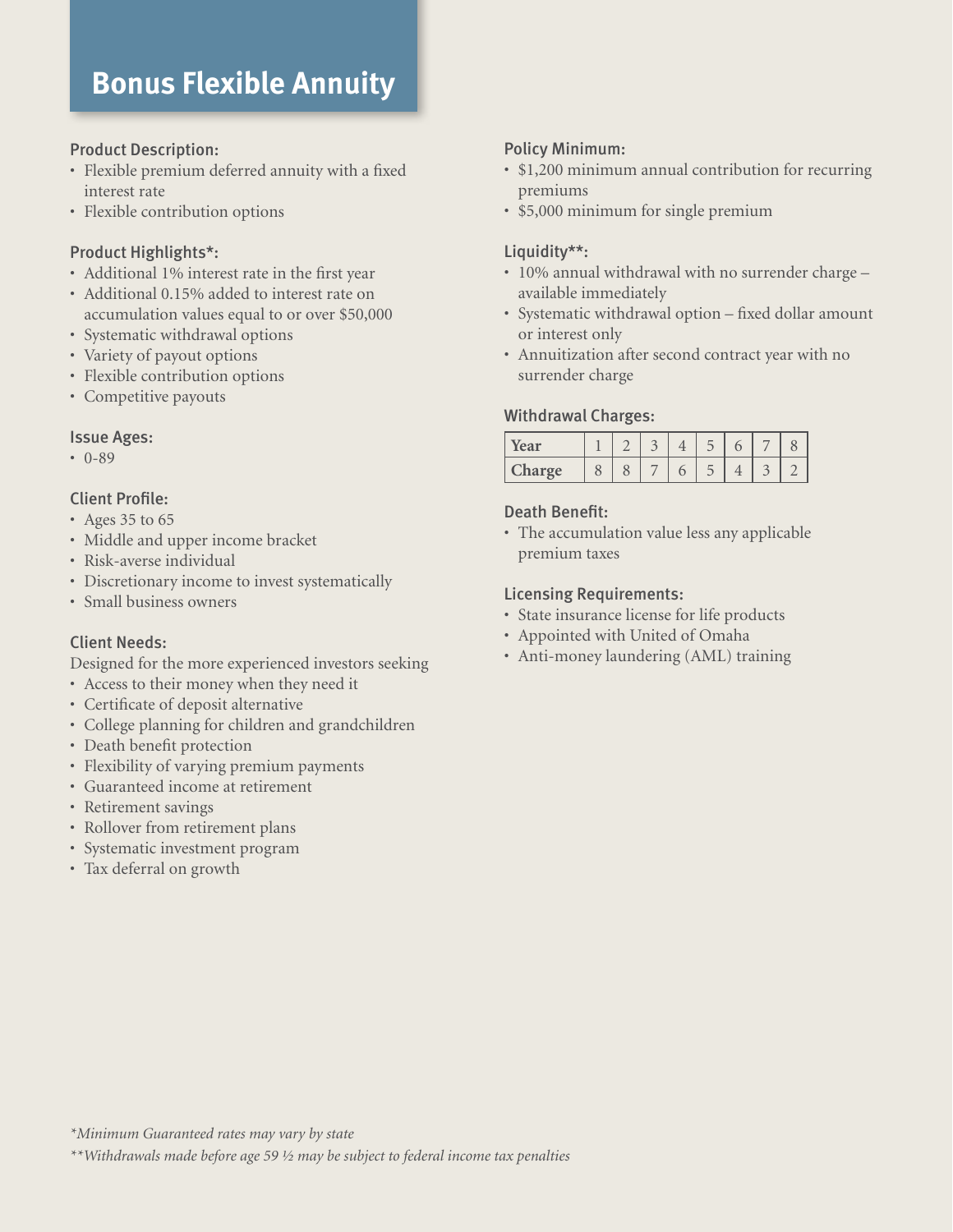# Bonus Flexible Annuity

### Product Description:

- Flexible premium deferred annuity with a fixed interest rate
- Flexible contribution options

### Product Highlights*:

- Additional 1% interest rate in the first year
- Additional 0.15% added to interest rate on accumulation values equal to or over $50,000
- Systematic withdrawal options
- Variety of payout options
- Flexible contribution options
- Competitive payouts

### Issue Ages:

- 0-89

### Client Profile:

- Ages 35 to 65
- Middle and upper income bracket
- Risk-averse individual
- Discretionary income to invest systematically
- Small business owners

### Client Needs:

Designed for the more experienced investors seeking

- Access to their money when they need it
- Certificate of deposit alternative
- College planning for children and grandchildren
- Death benefit protection
- Flexibility of varying premium payments
- Guaranteed income at retirement
- Retirement savings
- Rollover from retirement plans
- Systematic investment program
- Tax deferral on growth

### Policy Minimum:

- $1,200 minimum annual contribution for recurring premiums
- $5,000 minimum for single premium

### Liquidity**:

- 10% annual withdrawal with no surrender charge – available immediately
- Systematic withdrawal option – fixed dollar amount or interest only
- Annuitization after second contract year with no surrender charge

### Withdrawal Charges:

| Year | 1 | 2 | 3 | 4 | 5 | 6 | 7 | 8 |
|---|---|---|---|---|---|---|---|---|
| Charge | 8 | 8 | 7 | 6 | 5 | 4 | 3 | 2 |

### Death Benefit:

- The accumulation value less any applicable premium taxes

### Licensing Requirements:

- State insurance license for life products
- Appointed with United of Omaha
- Anti-money laundering (AML) training

*\*Minimum Guaranteed rates may vary by state*

*\*\*Withdrawals made before age 59 ½ may be subject to federal income tax penalties*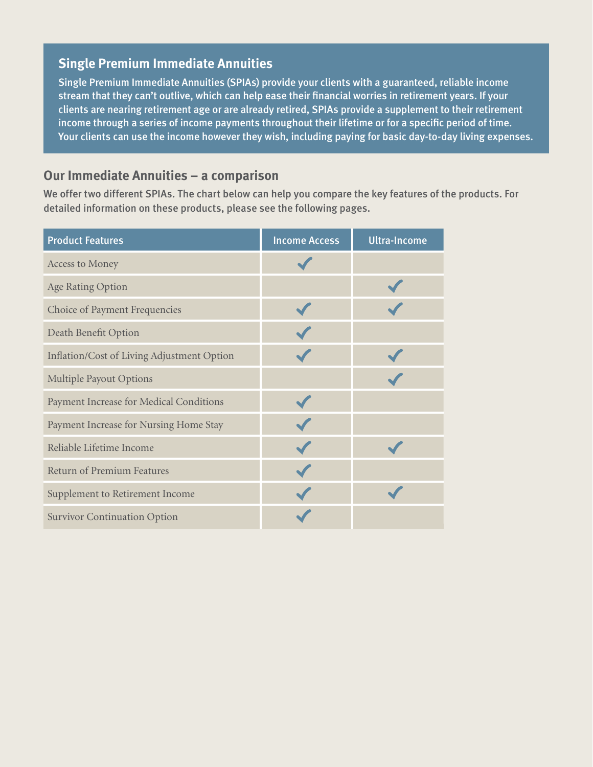## Single Premium Immediate Annuities

Single Premium Immediate Annuities (SPIAs) provide your clients with a guaranteed, reliable income stream that they can't outlive, which can help ease their financial worries in retirement years. If your clients are nearing retirement age or are already retired, SPIAs provide a supplement to their retirement income through a series of income payments throughout their lifetime or for a specific period of time. Your clients can use the income however they wish, including paying for basic day-to-day living expenses.

## Our Immediate Annuities – a comparison

We offer two different SPIAs. The chart below can help you compare the key features of the products. For detailed information on these products, please see the following pages.

| Product Features | Income Access | Ultra-Income |
| --- | --- | --- |
| Access to Money | ✓ | |
| Age Rating Option | | ✓ |
| Choice of Payment Frequencies | ✓ | ✓ |
| Death Benefit Option | ✓ | |
| Inflation/Cost of Living Adjustment Option | ✓ | ✓ |
| Multiple Payout Options | | ✓ |
| Payment Increase for Medical Conditions | ✓ | |
| Payment Increase for Nursing Home Stay | ✓ | |
| Reliable Lifetime Income | ✓ | ✓ |
| Return of Premium Features | ✓ | |
| Supplement to Retirement Income | ✓ | ✓ |
| Survivor Continuation Option | ✓ | |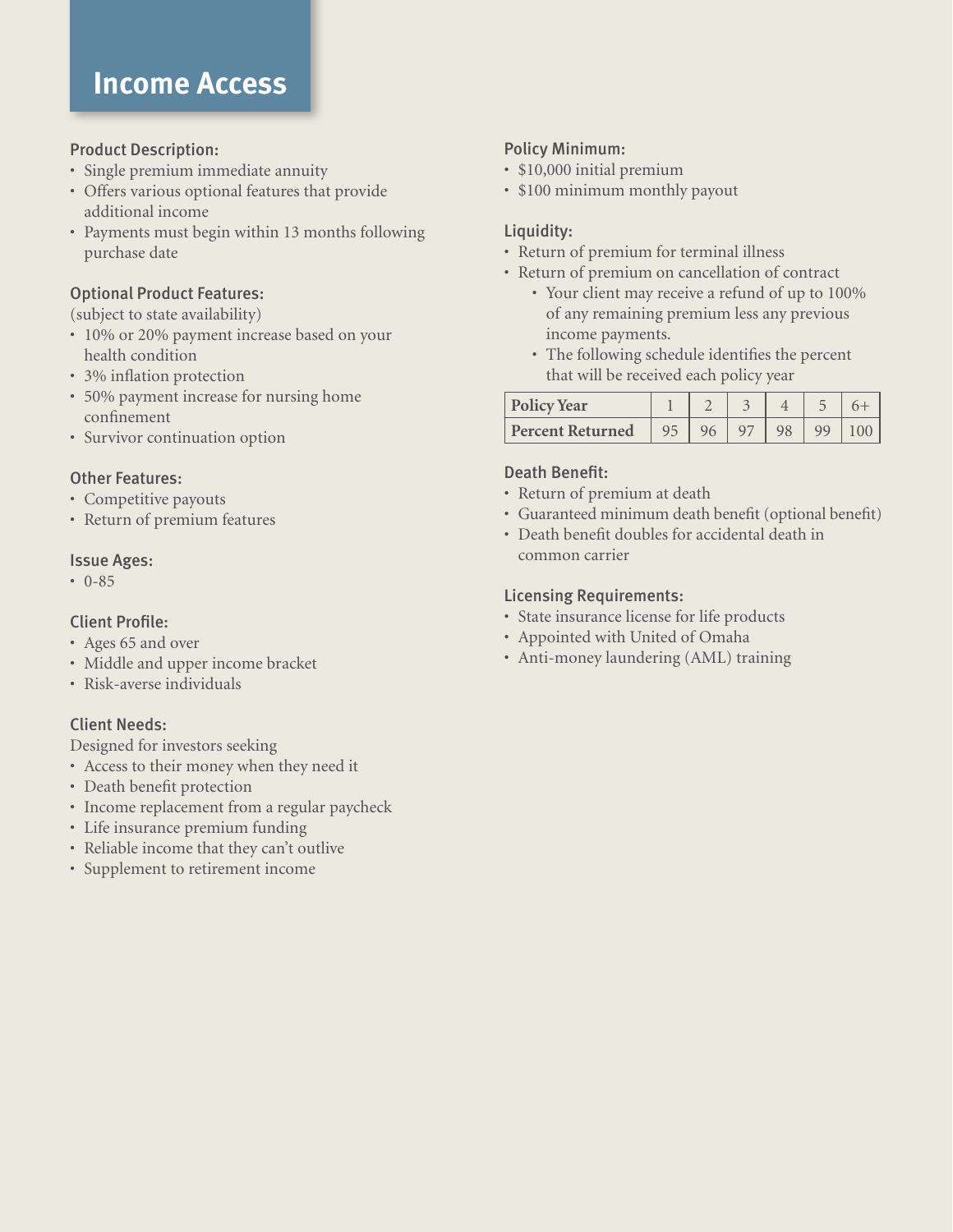# Income Access

### Product Description:

- Single premium immediate annuity
- Offers various optional features that provide additional income
- Payments must begin within 13 months following purchase date

### Optional Product Features:

(subject to state availability)

- 10% or 20% payment increase based on your health condition
- 3% inflation protection
- 50% payment increase for nursing home confinement
- Survivor continuation option

### Other Features:

- Competitive payouts
- Return of premium features

### Issue Ages:

- 0-85

### Client Profile:

- Ages 65 and over
- Middle and upper income bracket
- Risk-averse individuals

### Client Needs:

Designed for investors seeking

- Access to their money when they need it
- Death benefit protection
- Income replacement from a regular paycheck
- Life insurance premium funding
- Reliable income that they can't outlive
- Supplement to retirement income

### Policy Minimum:

- $10,000 initial premium
- $100 minimum monthly payout

### Liquidity:

- Return of premium for terminal illness
- Return of premium on cancellation of contract
  - Your client may receive a refund of up to 100% of any remaining premium less any previous income payments.
  - The following schedule identifies the percent that will be received each policy year

| Policy Year | 1 | 2 | 3 | 4 | 5 | 6+ |
|---|---|---|---|---|---|---|
| Percent Returned | 95 | 96 | 97 | 98 | 99 | 100 |

### Death Benefit:

- Return of premium at death
- Guaranteed minimum death benefit (optional benefit)
- Death benefit doubles for accidental death in common carrier

### Licensing Requirements:

- State insurance license for life products
- Appointed with United of Omaha
- Anti-money laundering (AML) training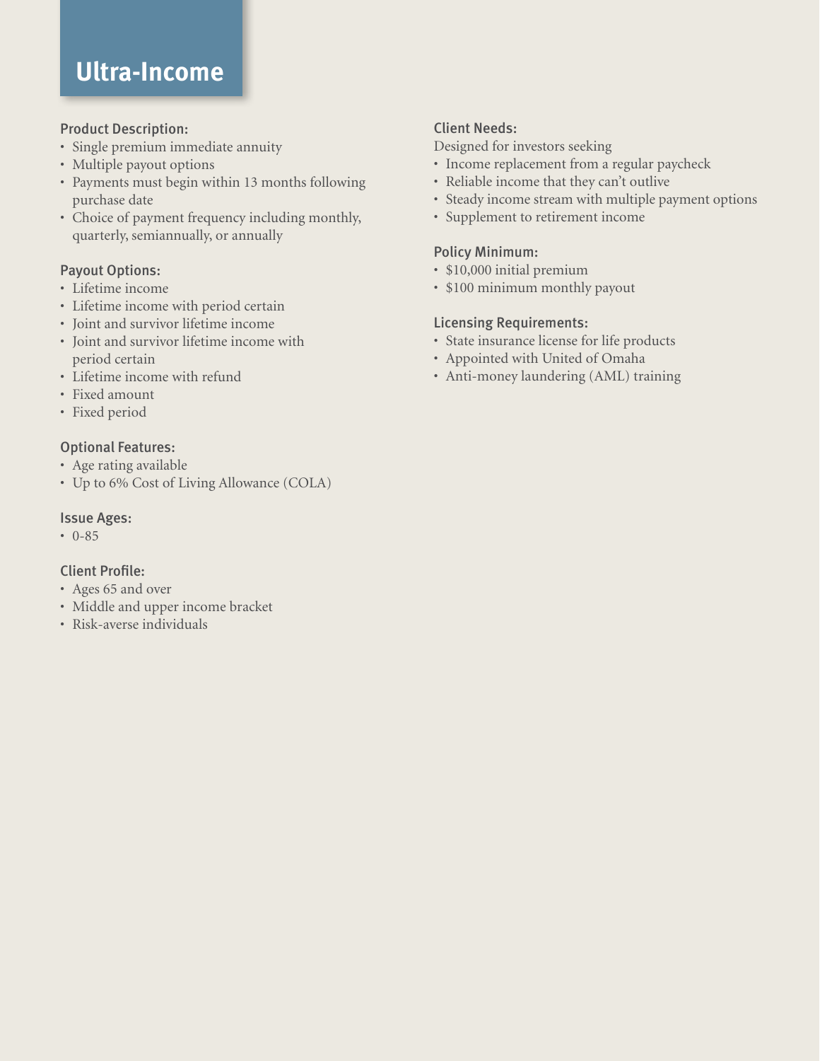# Ultra-Income

### Product Description:

- Single premium immediate annuity
- Multiple payout options
- Payments must begin within 13 months following purchase date
- Choice of payment frequency including monthly, quarterly, semiannually, or annually

### Payout Options:

- Lifetime income
- Lifetime income with period certain
- Joint and survivor lifetime income
- Joint and survivor lifetime income with period certain
- Lifetime income with refund
- Fixed amount
- Fixed period

### Optional Features:

- Age rating available
- Up to 6% Cost of Living Allowance (COLA)

### Issue Ages:

- 0-85

### Client Profile:

- Ages 65 and over
- Middle and upper income bracket
- Risk-averse individuals

### Client Needs:

Designed for investors seeking

- Income replacement from a regular paycheck
- Reliable income that they can't outlive
- Steady income stream with multiple payment options
- Supplement to retirement income

### Policy Minimum:

- $10,000 initial premium
- $100 minimum monthly payout

### Licensing Requirements:

- State insurance license for life products
- Appointed with United of Omaha
- Anti-money laundering (AML) training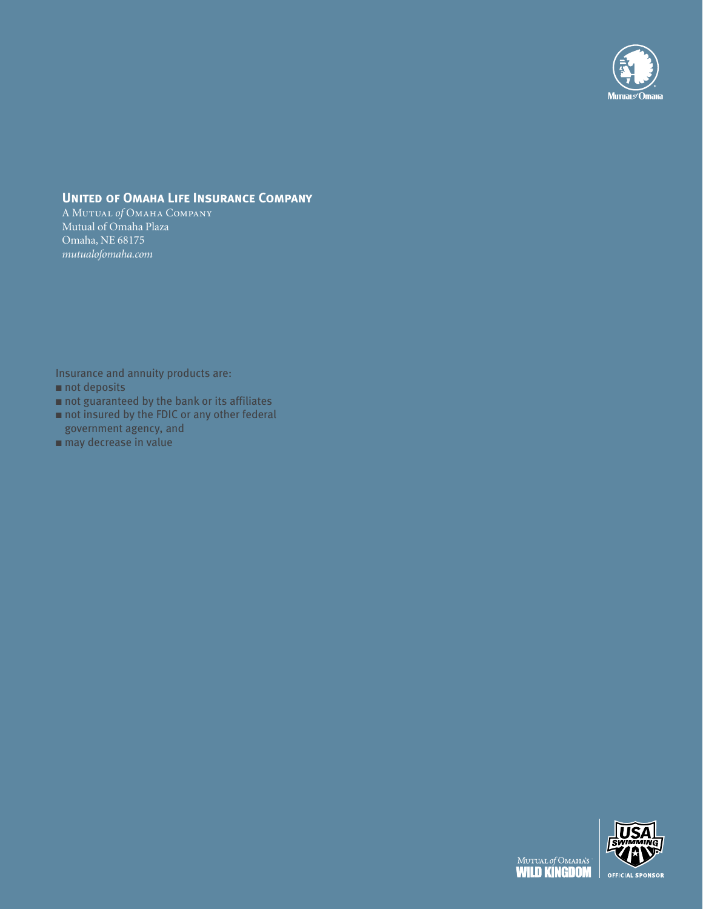**United of Omaha Life Insurance Company**

A Mutual *of* Omaha Company
Mutual of Omaha Plaza
Omaha, NE 68175
*mutualofomaha.com*

Insurance and annuity products are:

- not deposits
- not guaranteed by the bank or its affiliates
- not insured by the FDIC or any other federal government agency, and
- may decrease in value